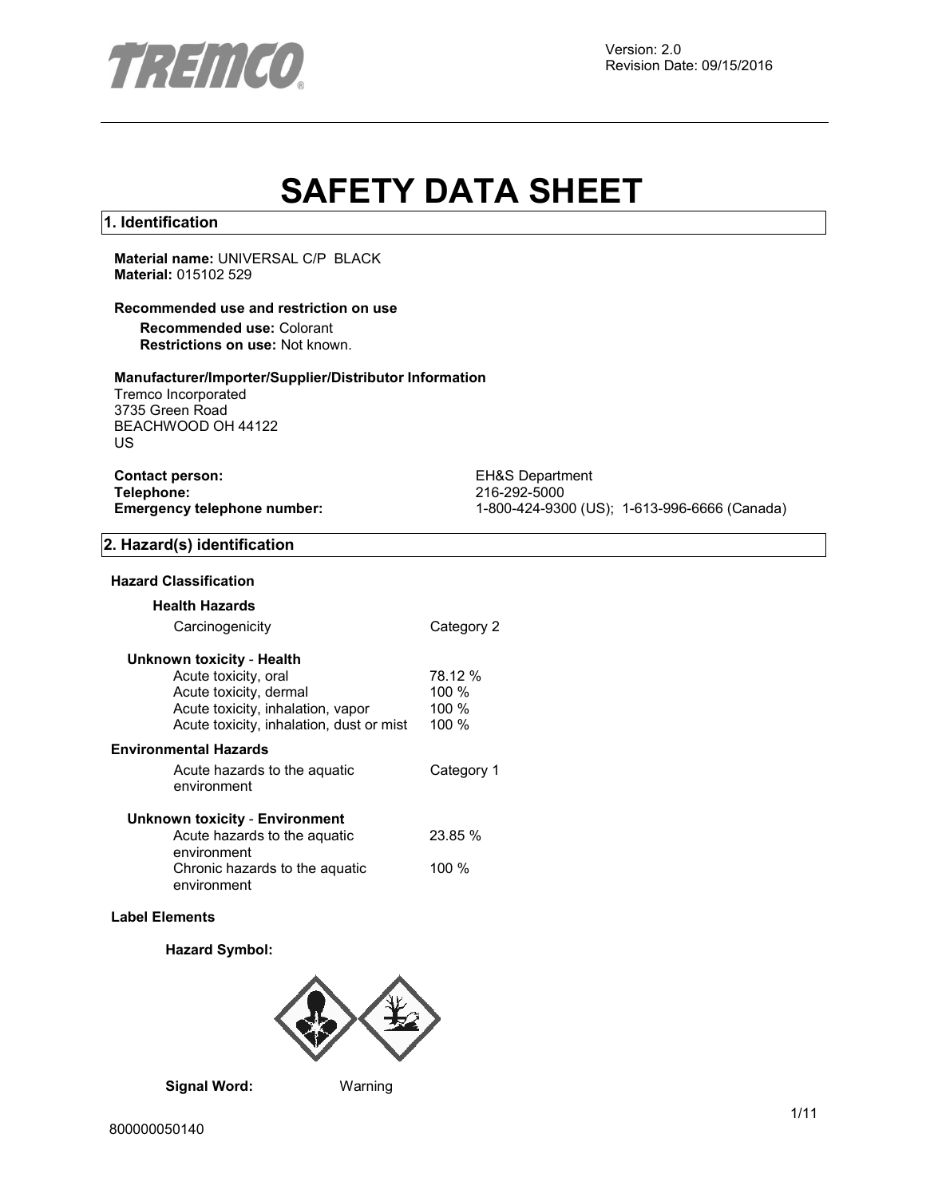TREMCO

Version: 2.0
Revision Date: 09/15/2016

# SAFETY DATA SHEET

## 1. Identification

**Material name:** UNIVERSAL C/P BLACK
**Material:** 015102 529

**Recommended use and restriction on use**

**Recommended use:** Colorant
**Restrictions on use:** Not known.

**Manufacturer/Importer/Supplier/Distributor Information**

Tremco Incorporated
3735 Green Road
BEACHWOOD OH 44122
US

**Contact person:** EH&S Department
**Telephone:** 216-292-5000
**Emergency telephone number:** 1-800-424-9300 (US); 1-613-996-6666 (Canada)

## 2. Hazard(s) identification

**Hazard Classification**

**Health Hazards**

| | |
|---|---|
| Carcinogenicity | Category 2 |

**Unknown toxicity - Health**

| | |
|---|---|
| Acute toxicity, oral | 78.12 % |
| Acute toxicity, dermal | 100 % |
| Acute toxicity, inhalation, vapor | 100 % |
| Acute toxicity, inhalation, dust or mist | 100 % |

**Environmental Hazards**

| | |
|---|---|
| Acute hazards to the aquatic environment | Category 1 |

**Unknown toxicity - Environment**

| | |
|---|---|
| Acute hazards to the aquatic environment | 23.85 % |
| Chronic hazards to the aquatic environment | 100 % |

**Label Elements**

**Hazard Symbol:**

**Signal Word:** Warning

800000050140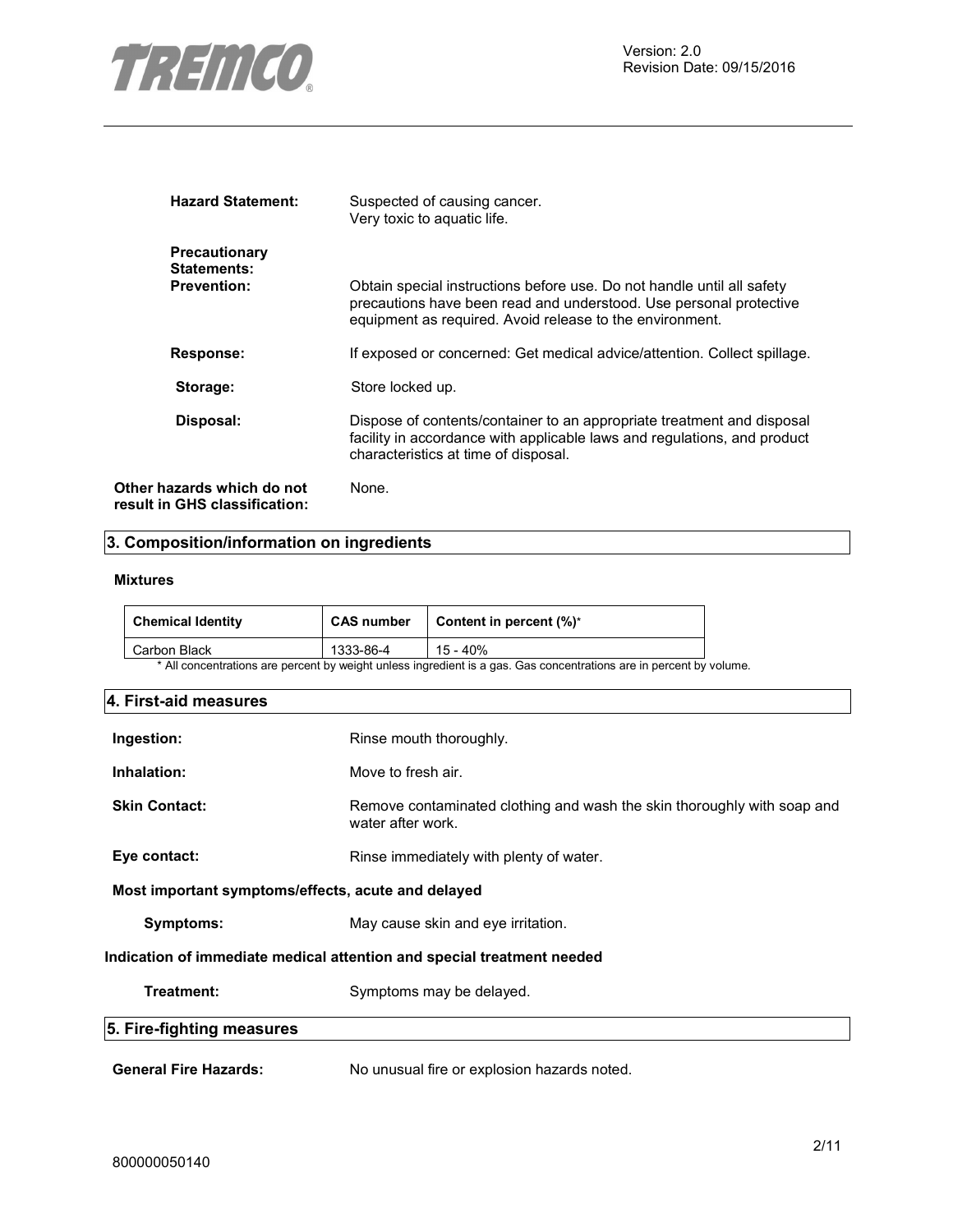**Hazard Statement:** Suspected of causing cancer.
Very toxic to aquatic life.

**Precautionary Statements:**

**Prevention:** Obtain special instructions before use. Do not handle until all safety precautions have been read and understood. Use personal protective equipment as required. Avoid release to the environment.

**Response:** If exposed or concerned: Get medical advice/attention. Collect spillage.

**Storage:** Store locked up.

**Disposal:** Dispose of contents/container to an appropriate treatment and disposal facility in accordance with applicable laws and regulations, and product characteristics at time of disposal.

**Other hazards which do not result in GHS classification:** None.

## 3. Composition/information on ingredients

**Mixtures**

| Chemical Identity | CAS number | Content in percent (%)* |
|---|---|---|
| Carbon Black | 1333-86-4 | 15 - 40% |

* All concentrations are percent by weight unless ingredient is a gas. Gas concentrations are in percent by volume.

## 4. First-aid measures

**Ingestion:** Rinse mouth thoroughly.

**Inhalation:** Move to fresh air.

**Skin Contact:** Remove contaminated clothing and wash the skin thoroughly with soap and water after work.

**Eye contact:** Rinse immediately with plenty of water.

**Most important symptoms/effects, acute and delayed**

**Symptoms:** May cause skin and eye irritation.

**Indication of immediate medical attention and special treatment needed**

**Treatment:** Symptoms may be delayed.

## 5. Fire-fighting measures

**General Fire Hazards:** No unusual fire or explosion hazards noted.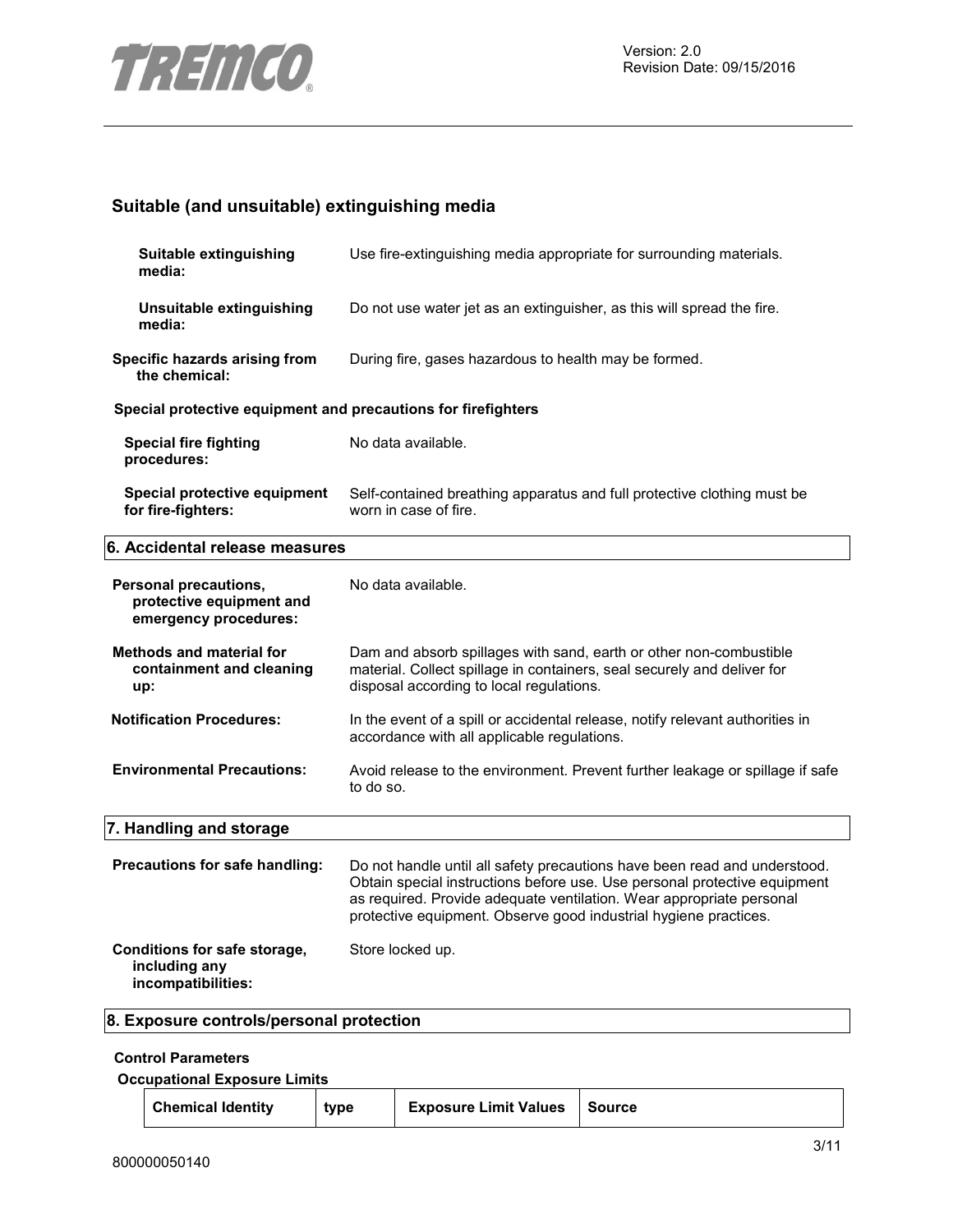## Suitable (and unsuitable) extinguishing media

**Suitable extinguishing media:** Use fire-extinguishing media appropriate for surrounding materials.

**Unsuitable extinguishing media:** Do not use water jet as an extinguisher, as this will spread the fire.

**Specific hazards arising from the chemical:** During fire, gases hazardous to health may be formed.

### Special protective equipment and precautions for firefighters

**Special fire fighting procedures:** No data available.

**Special protective equipment for fire-fighters:** Self-contained breathing apparatus and full protective clothing must be worn in case of fire.

## 6. Accidental release measures

**Personal precautions, protective equipment and emergency procedures:** No data available.

**Methods and material for containment and cleaning up:** Dam and absorb spillages with sand, earth or other non-combustible material. Collect spillage in containers, seal securely and deliver for disposal according to local regulations.

**Notification Procedures:** In the event of a spill or accidental release, notify relevant authorities in accordance with all applicable regulations.

**Environmental Precautions:** Avoid release to the environment. Prevent further leakage or spillage if safe to do so.

## 7. Handling and storage

**Precautions for safe handling:** Do not handle until all safety precautions have been read and understood. Obtain special instructions before use. Use personal protective equipment as required. Provide adequate ventilation. Wear appropriate personal protective equipment. Observe good industrial hygiene practices.

**Conditions for safe storage, including any incompatibilities:** Store locked up.

## 8. Exposure controls/personal protection

### Control Parameters

**Occupational Exposure Limits**

| Chemical Identity | type | Exposure Limit Values | Source |
|---|---|---|---|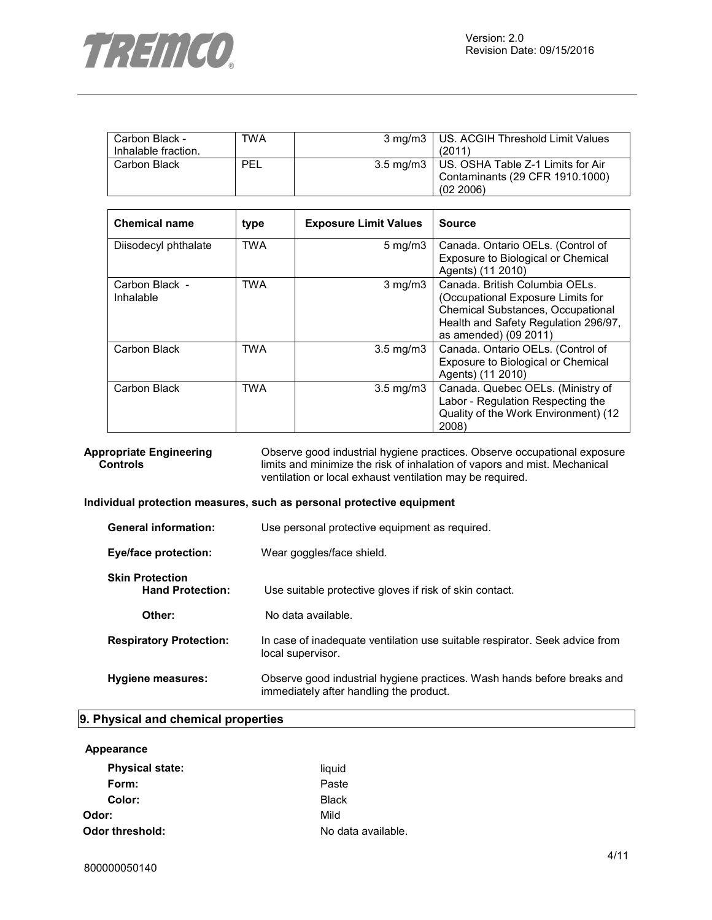| Carbon Black - Inhalable fraction. | TWA | 3 mg/m3 | US. ACGIH Threshold Limit Values (2011) |
|---|---|---|---|
| Carbon Black | PEL | 3.5 mg/m3 | US. OSHA Table Z-1 Limits for Air Contaminants (29 CFR 1910.1000) (02 2006) |

| Chemical name | type | Exposure Limit Values | Source |
|---|---|---|---|
| Diisodecyl phthalate | TWA | 5 mg/m3 | Canada. Ontario OELs. (Control of Exposure to Biological or Chemical Agents) (11 2010) |
| Carbon Black - Inhalable | TWA | 3 mg/m3 | Canada. British Columbia OELs. (Occupational Exposure Limits for Chemical Substances, Occupational Health and Safety Regulation 296/97, as amended) (09 2011) |
| Carbon Black | TWA | 3.5 mg/m3 | Canada. Ontario OELs. (Control of Exposure to Biological or Chemical Agents) (11 2010) |
| Carbon Black | TWA | 3.5 mg/m3 | Canada. Quebec OELs. (Ministry of Labor - Regulation Respecting the Quality of the Work Environment) (12 2008) |

**Appropriate Engineering Controls** Observe good industrial hygiene practices. Observe occupational exposure limits and minimize the risk of inhalation of vapors and mist. Mechanical ventilation or local exhaust ventilation may be required.

**Individual protection measures, such as personal protective equipment**

**General information:** Use personal protective equipment as required.

**Eye/face protection:** Wear goggles/face shield.

**Skin Protection**

**Hand Protection:** Use suitable protective gloves if risk of skin contact.

**Other:** No data available.

**Respiratory Protection:** In case of inadequate ventilation use suitable respirator. Seek advice from local supervisor.

**Hygiene measures:** Observe good industrial hygiene practices. Wash hands before breaks and immediately after handling the product.

## 9. Physical and chemical properties

**Appearance**

**Physical state:** liquid

**Form:** Paste

**Color:** Black

**Odor:** Mild

**Odor threshold:** No data available.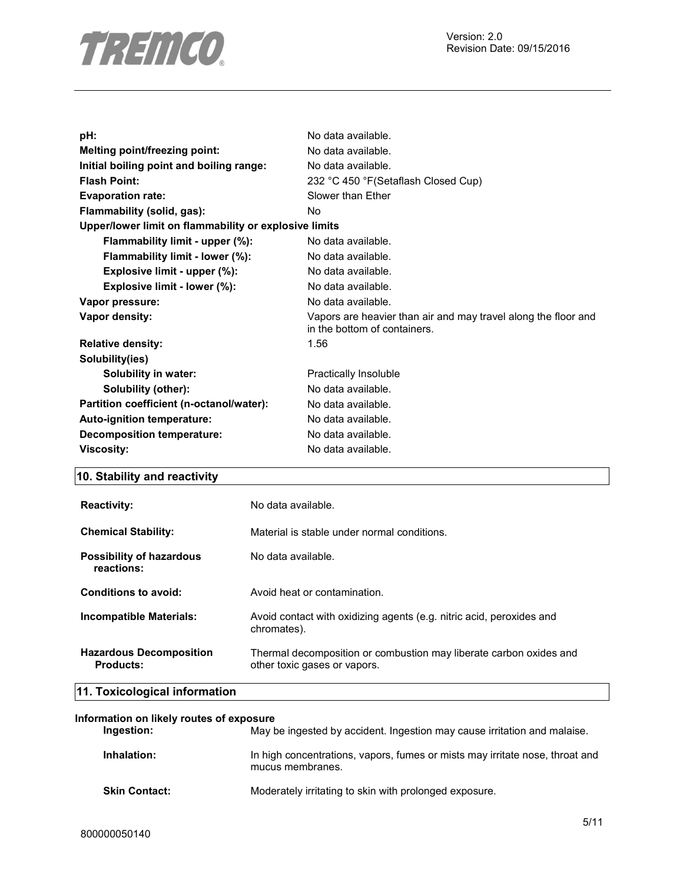| | |
|---|---|
| **pH:** | No data available. |
| **Melting point/freezing point:** | No data available. |
| **Initial boiling point and boiling range:** | No data available. |
| **Flash Point:** | 232 °C 450 °F(Setaflash Closed Cup) |
| **Evaporation rate:** | Slower than Ether |
| **Flammability (solid, gas):** | No |
| **Upper/lower limit on flammability or explosive limits** | |
| **Flammability limit - upper (%):** | No data available. |
| **Flammability limit - lower (%):** | No data available. |
| **Explosive limit - upper (%):** | No data available. |
| **Explosive limit - lower (%):** | No data available. |
| **Vapor pressure:** | No data available. |
| **Vapor density:** | Vapors are heavier than air and may travel along the floor and in the bottom of containers. |
| **Relative density:** | 1.56 |
| **Solubility(ies)** | |
| **Solubility in water:** | Practically Insoluble |
| **Solubility (other):** | No data available. |
| **Partition coefficient (n-octanol/water):** | No data available. |
| **Auto-ignition temperature:** | No data available. |
| **Decomposition temperature:** | No data available. |
| **Viscosity:** | No data available. |

## 10. Stability and reactivity

| | |
|---|---|
| **Reactivity:** | No data available. |
| **Chemical Stability:** | Material is stable under normal conditions. |
| **Possibility of hazardous reactions:** | No data available. |
| **Conditions to avoid:** | Avoid heat or contamination. |
| **Incompatible Materials:** | Avoid contact with oxidizing agents (e.g. nitric acid, peroxides and chromates). |
| **Hazardous Decomposition Products:** | Thermal decomposition or combustion may liberate carbon oxides and other toxic gases or vapors. |

## 11. Toxicological information

**Information on likely routes of exposure**

| | |
|---|---|
| **Ingestion:** | May be ingested by accident. Ingestion may cause irritation and malaise. |
| **Inhalation:** | In high concentrations, vapors, fumes or mists may irritate nose, throat and mucus membranes. |
| **Skin Contact:** | Moderately irritating to skin with prolonged exposure. |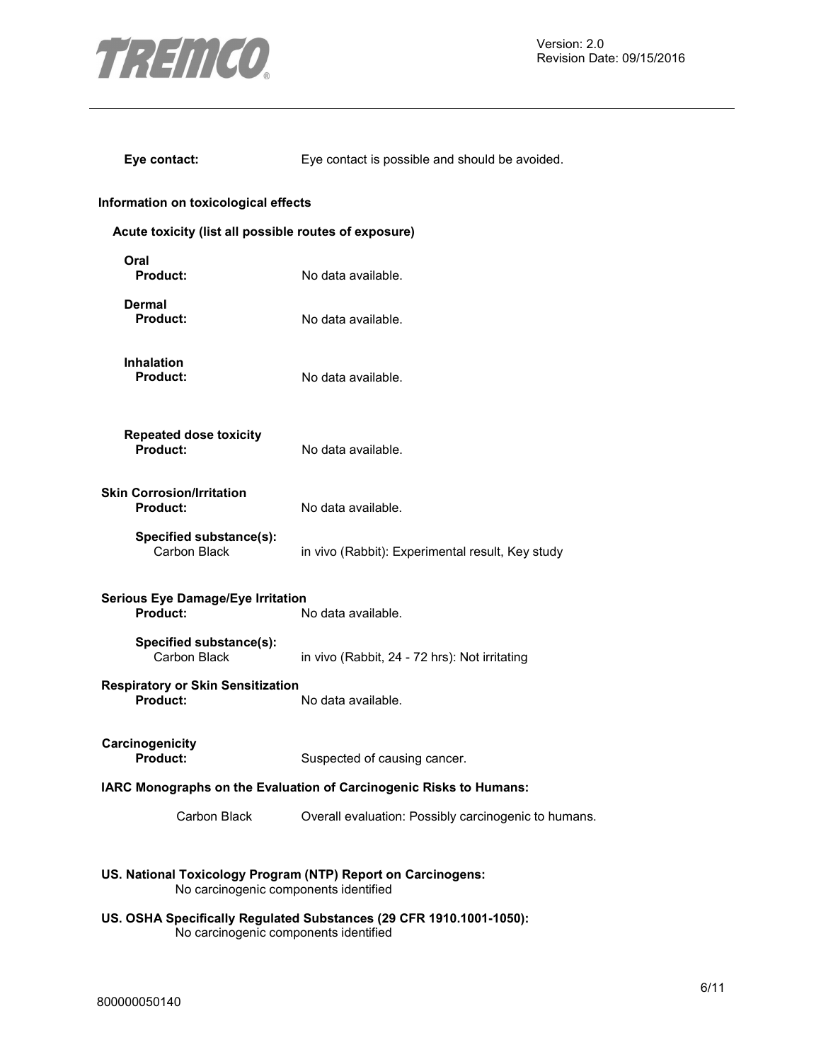**Eye contact:** Eye contact is possible and should be avoided.

### Information on toxicological effects

#### Acute toxicity (list all possible routes of exposure)

**Oral**
**Product:** No data available.

**Dermal**
**Product:** No data available.

**Inhalation**
**Product:** No data available.

**Repeated dose toxicity**
**Product:** No data available.

**Skin Corrosion/Irritation**
**Product:** No data available.

**Specified substance(s):**
Carbon Black — in vivo (Rabbit): Experimental result, Key study

**Serious Eye Damage/Eye Irritation**
**Product:** No data available.

**Specified substance(s):**
Carbon Black — in vivo (Rabbit, 24 - 72 hrs): Not irritating

**Respiratory or Skin Sensitization**
**Product:** No data available.

**Carcinogenicity**
**Product:** Suspected of causing cancer.

**IARC Monographs on the Evaluation of Carcinogenic Risks to Humans:**

Carbon Black — Overall evaluation: Possibly carcinogenic to humans.

**US. National Toxicology Program (NTP) Report on Carcinogens:**
No carcinogenic components identified

**US. OSHA Specifically Regulated Substances (29 CFR 1910.1001-1050):**
No carcinogenic components identified

800000050140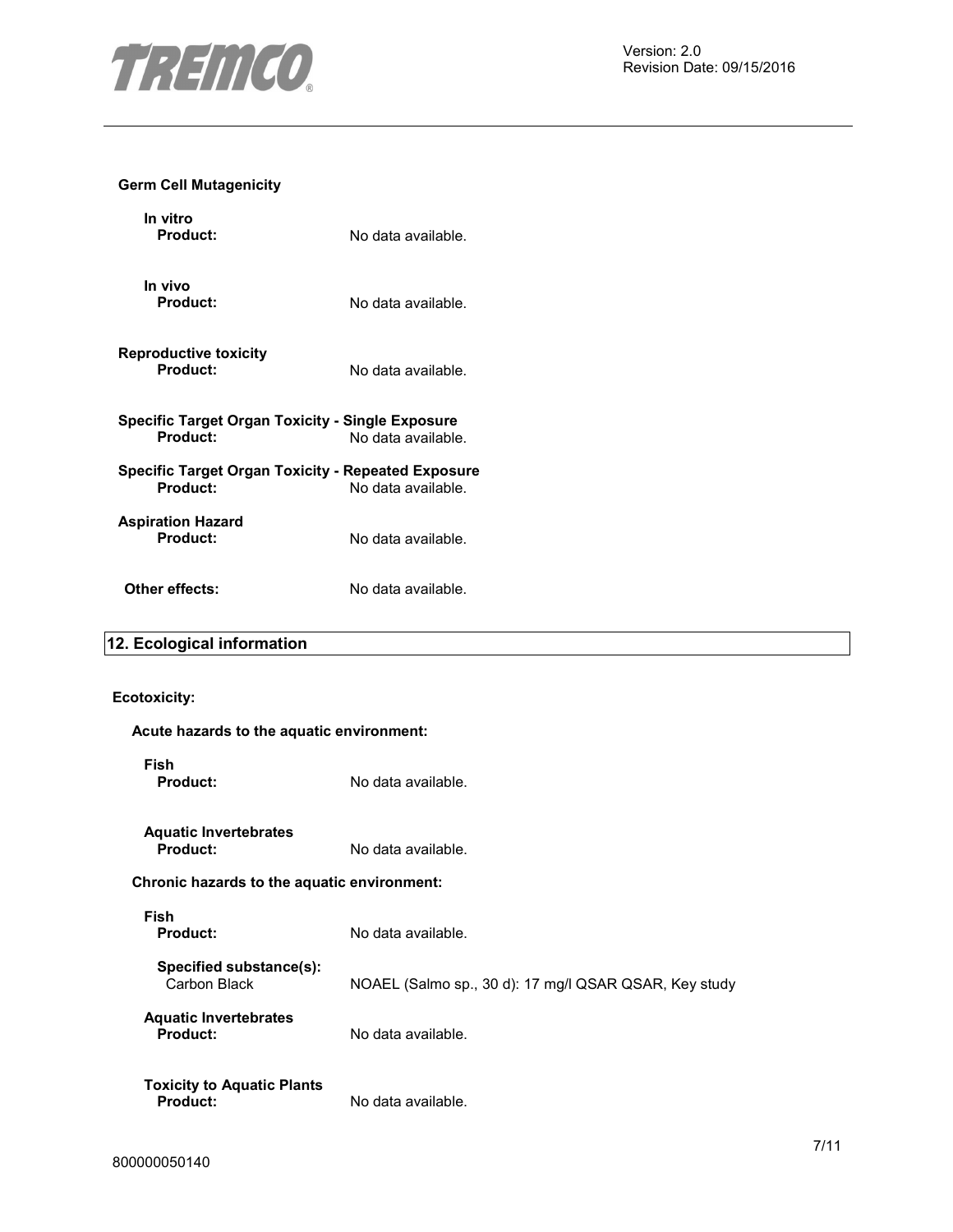**Germ Cell Mutagenicity**

**In vitro**

**Product:** No data available.

**In vivo**

**Product:** No data available.

**Reproductive toxicity**

**Product:** No data available.

**Specific Target Organ Toxicity - Single Exposure**

**Product:** No data available.

**Specific Target Organ Toxicity - Repeated Exposure**

**Product:** No data available.

**Aspiration Hazard**

**Product:** No data available.

**Other effects:** No data available.

## 12. Ecological information

**Ecotoxicity:**

**Acute hazards to the aquatic environment:**

**Fish**

**Product:** No data available.

**Aquatic Invertebrates**

**Product:** No data available.

**Chronic hazards to the aquatic environment:**

**Fish**

**Product:** No data available.

**Specified substance(s):**

Carbon Black — NOAEL (Salmo sp., 30 d): 17 mg/l QSAR QSAR, Key study

**Aquatic Invertebrates**

**Product:** No data available.

**Toxicity to Aquatic Plants**

**Product:** No data available.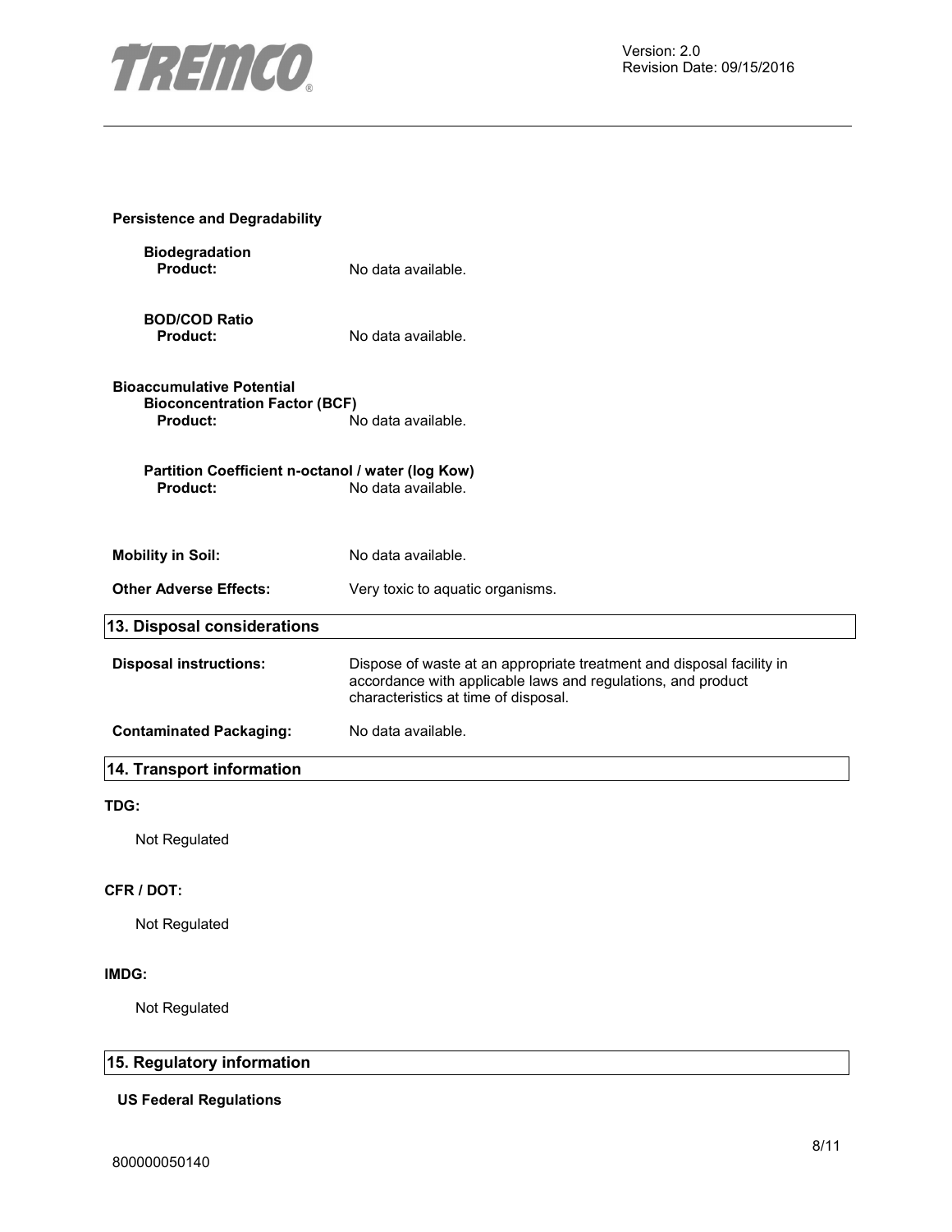**Persistence and Degradability**

**Biodegradation**

**Product:** No data available.

**BOD/COD Ratio**

**Product:** No data available.

**Bioaccumulative Potential**

**Bioconcentration Factor (BCF)**

**Product:** No data available.

**Partition Coefficient n-octanol / water (log Kow)**

**Product:** No data available.

**Mobility in Soil:** No data available.

**Other Adverse Effects:** Very toxic to aquatic organisms.

## 13. Disposal considerations

**Disposal instructions:** Dispose of waste at an appropriate treatment and disposal facility in accordance with applicable laws and regulations, and product characteristics at time of disposal.

**Contaminated Packaging:** No data available.

## 14. Transport information

**TDG:**

Not Regulated

**CFR / DOT:**

Not Regulated

**IMDG:**

Not Regulated

## 15. Regulatory information

**US Federal Regulations**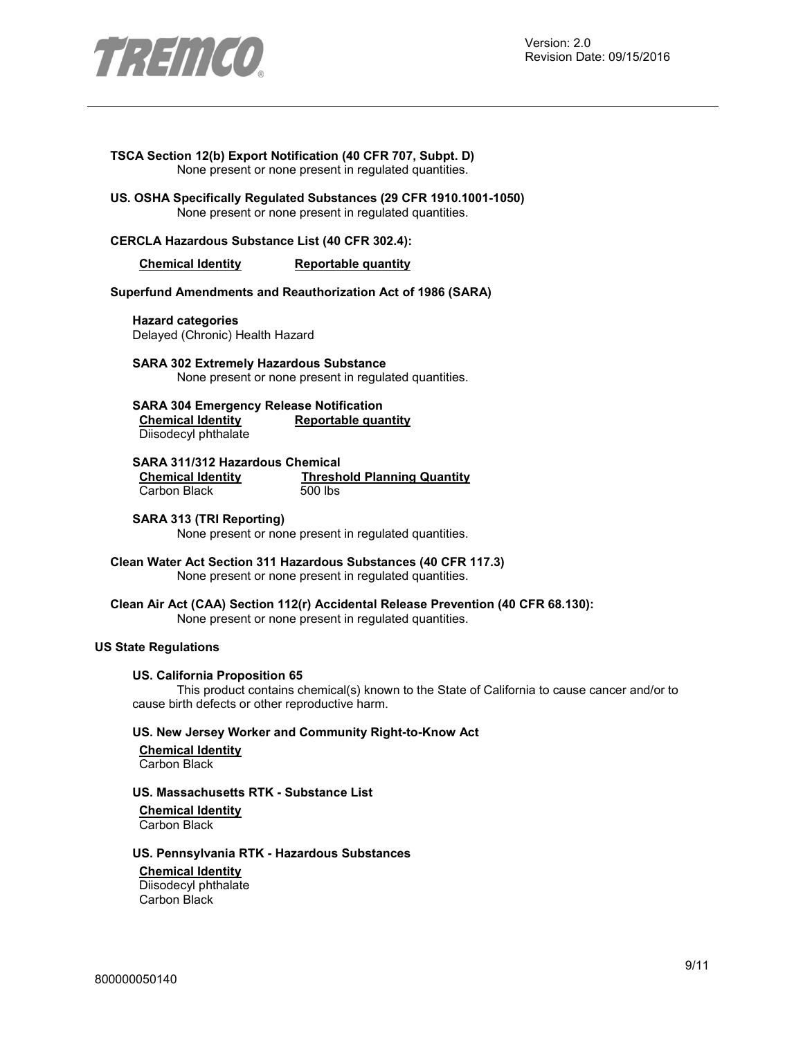**TSCA Section 12(b) Export Notification (40 CFR 707, Subpt. D)**
None present or none present in regulated quantities.

**US. OSHA Specifically Regulated Substances (29 CFR 1910.1001-1050)**
None present or none present in regulated quantities.

**CERCLA Hazardous Substance List (40 CFR 302.4):**

| Chemical Identity | Reportable quantity |
|---|---|

**Superfund Amendments and Reauthorization Act of 1986 (SARA)**

**Hazard categories**
Delayed (Chronic) Health Hazard

**SARA 302 Extremely Hazardous Substance**
None present or none present in regulated quantities.

**SARA 304 Emergency Release Notification**

| Chemical Identity | Reportable quantity |
|---|---|
| Diisodecyl phthalate | |

**SARA 311/312 Hazardous Chemical**

| Chemical Identity | Threshold Planning Quantity |
|---|---|
| Carbon Black | 500 lbs |

**SARA 313 (TRI Reporting)**
None present or none present in regulated quantities.

**Clean Water Act Section 311 Hazardous Substances (40 CFR 117.3)**
None present or none present in regulated quantities.

**Clean Air Act (CAA) Section 112(r) Accidental Release Prevention (40 CFR 68.130):**
None present or none present in regulated quantities.

**US State Regulations**

**US. California Proposition 65**
This product contains chemical(s) known to the State of California to cause cancer and/or to cause birth defects or other reproductive harm.

**US. New Jersey Worker and Community Right-to-Know Act**

| Chemical Identity |
|---|
| Carbon Black |

**US. Massachusetts RTK - Substance List**

| Chemical Identity |
|---|
| Carbon Black |

**US. Pennsylvania RTK - Hazardous Substances**

| Chemical Identity |
|---|
| Diisodecyl phthalate |
| Carbon Black |

800000050140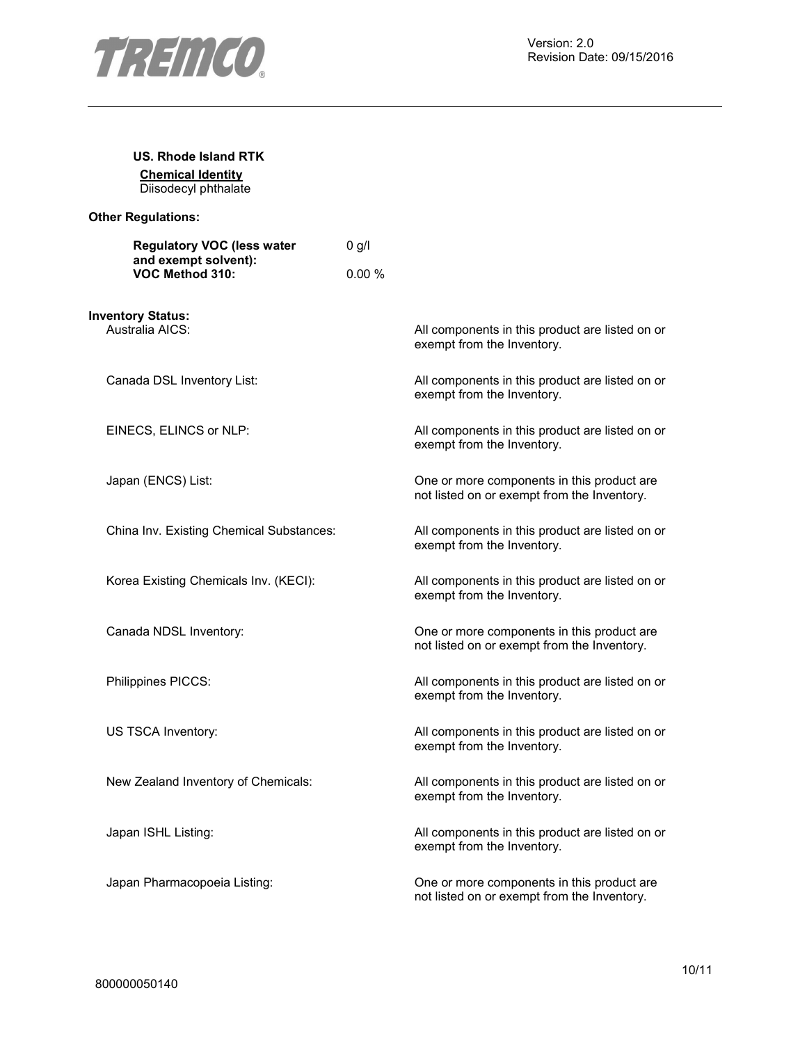**US. Rhode Island RTK**

**Chemical Identity**

Diisodecyl phthalate

**Other Regulations:**

| | |
|---|---|
| **Regulatory VOC (less water and exempt solvent):** | 0 g/l |
| **VOC Method 310:** | 0.00 % |

**Inventory Status:**

| | |
|---|---|
| Australia AICS: | All components in this product are listed on or exempt from the Inventory. |
| Canada DSL Inventory List: | All components in this product are listed on or exempt from the Inventory. |
| EINECS, ELINCS or NLP: | All components in this product are listed on or exempt from the Inventory. |
| Japan (ENCS) List: | One or more components in this product are not listed on or exempt from the Inventory. |
| China Inv. Existing Chemical Substances: | All components in this product are listed on or exempt from the Inventory. |
| Korea Existing Chemicals Inv. (KECI): | All components in this product are listed on or exempt from the Inventory. |
| Canada NDSL Inventory: | One or more components in this product are not listed on or exempt from the Inventory. |
| Philippines PICCS: | All components in this product are listed on or exempt from the Inventory. |
| US TSCA Inventory: | All components in this product are listed on or exempt from the Inventory. |
| New Zealand Inventory of Chemicals: | All components in this product are listed on or exempt from the Inventory. |
| Japan ISHL Listing: | All components in this product are listed on or exempt from the Inventory. |
| Japan Pharmacopoeia Listing: | One or more components in this product are not listed on or exempt from the Inventory. |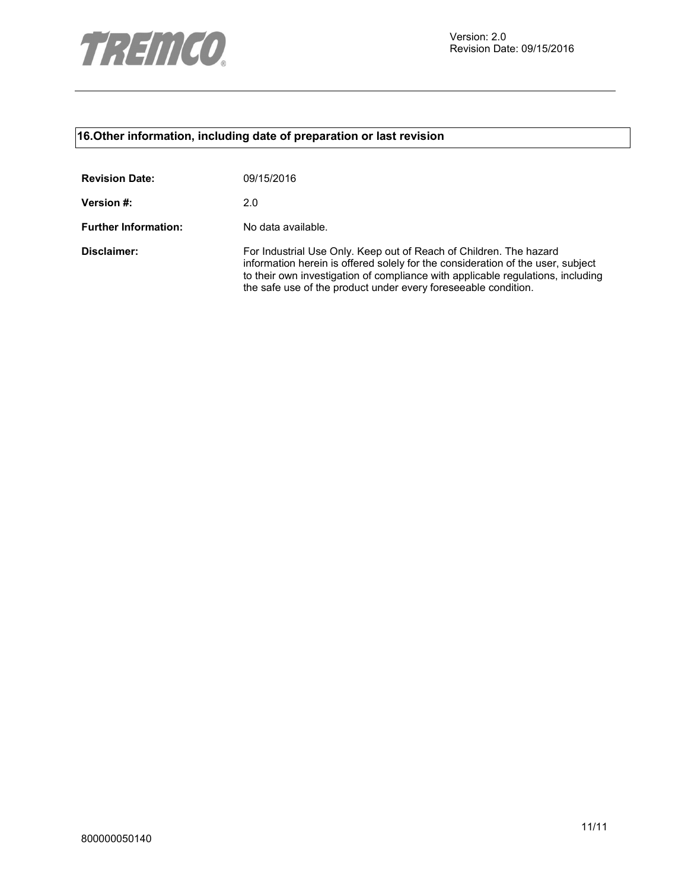## 16.Other information, including date of preparation or last revision

| | |
|---|---|
| **Revision Date:** | 09/15/2016 |
| **Version #:** | 2.0 |
| **Further Information:** | No data available. |
| **Disclaimer:** | For Industrial Use Only. Keep out of Reach of Children. The hazard information herein is offered solely for the consideration of the user, subject to their own investigation of compliance with applicable regulations, including the safe use of the product under every foreseeable condition. |